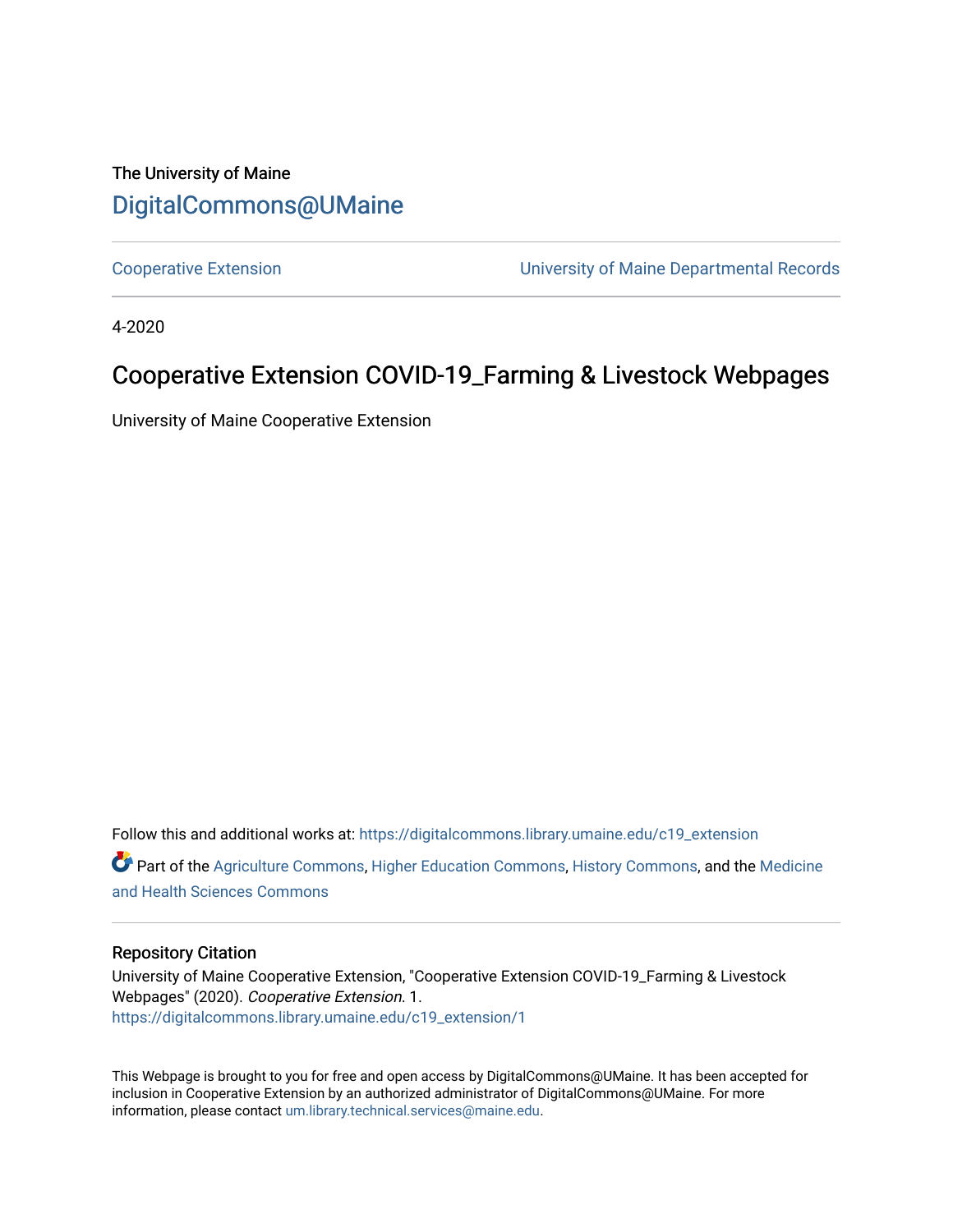The University of Maine

DigitalCommons@UMaine

Cooperative Extension | University of Maine Departmental Records

4-2020

# Cooperative Extension COVID-19_Farming & Livestock Webpages

University of Maine Cooperative Extension

Follow this and additional works at: https://digitalcommons.library.umaine.edu/c19_extension

Part of the Agriculture Commons, Higher Education Commons, History Commons, and the Medicine and Health Sciences Commons

## Repository Citation

University of Maine Cooperative Extension, "Cooperative Extension COVID-19_Farming & Livestock Webpages" (2020). *Cooperative Extension*. 1.
https://digitalcommons.library.umaine.edu/c19_extension/1

This Webpage is brought to you for free and open access by DigitalCommons@UMaine. It has been accepted for inclusion in Cooperative Extension by an authorized administrator of DigitalCommons@UMaine. For more information, please contact um.library.technical.services@maine.edu.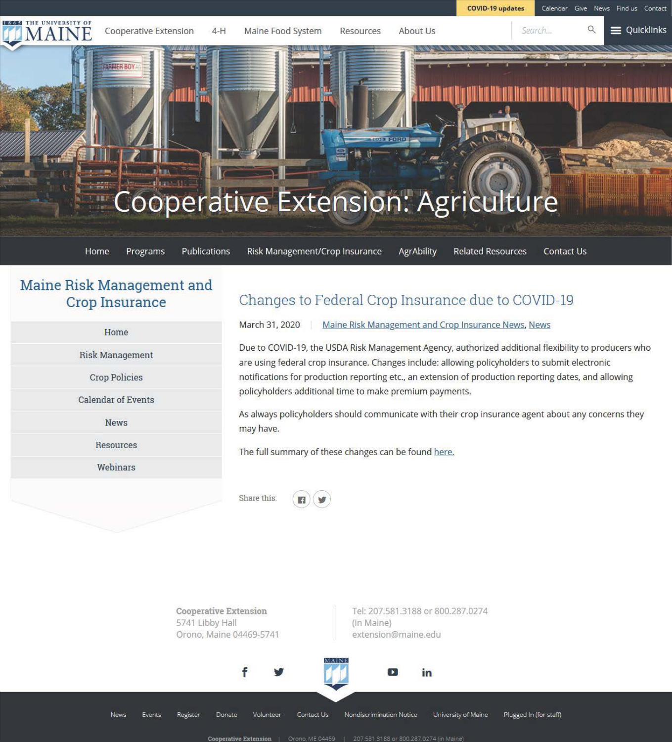COVID-19 updates | Calendar | Give | News | Find us | Contact

THE UNIVERSITY OF MAINE

Cooperative Extension | 4-H | Maine Food System | Resources | About Us

Search... | Quicklinks

# Cooperative Extension: Agriculture

Home | Programs | Publications | Risk Management/Crop Insurance | AgrAbility | Related Resources | Contact Us

## Maine Risk Management and Crop Insurance

- Home
- Risk Management
- Crop Policies
- Calendar of Events
- News
- Resources
- Webinars

## Changes to Federal Crop Insurance due to COVID-19

March 31, 2020 | Maine Risk Management and Crop Insurance News, News

Due to COVID-19, the USDA Risk Management Agency, authorized additional flexibility to producers who are using federal crop insurance. Changes include: allowing policyholders to submit electronic notifications for production reporting etc., an extension of production reporting dates, and allowing policyholders additional time to make premium payments.

As always policyholders should communicate with their crop insurance agent about any concerns they may have.

The full summary of these changes can be found here.

Share this:

**Cooperative Extension**
5741 Libby Hall
Orono, Maine 04469-5741

Tel: 207.581.3188 or 800.287.0274 (in Maine)
extension@maine.edu

News | Events | Register | Donate | Volunteer | Contact Us | Nondiscrimination Notice | University of Maine | Plugged In (for staff)

**Cooperative Extension** | Orono, ME 04469 | 207.581.3188 or 800.287.0274 (in Maine)